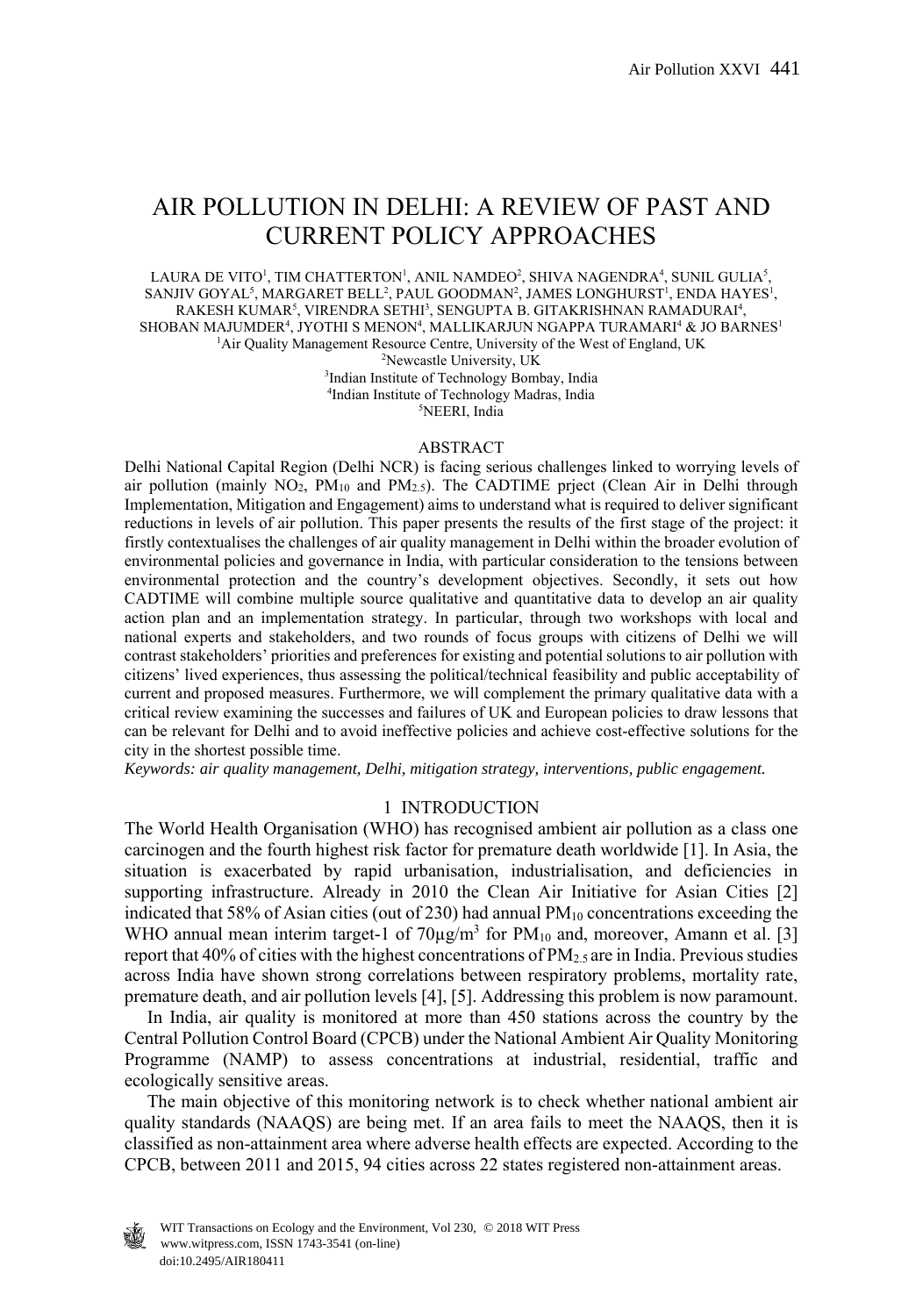# AIR POLLUTION IN DELHI: A REVIEW OF PAST AND CURRENT POLICY APPROACHES

LAURA DE VITO[1], TIM CHATTERTON[1], ANIL NAMDEO[2], SHIVA NAGENDRA[4], SUNIL GULIA[5], SANJIV GOYAL[5], MARGARET BELL[2], PAUL GOODMAN[2], JAMES LONGHURST[1], ENDA HAYES[1], RAKESH KUMAR[5], VIRENDRA SETHI[3], SENGUPTA B. GITAKRISHNAN RAMADURAI[4], SHOBAN MAJUMDER[4], JYOTHI S MENON[4], MALLIKARJUN NGAPPA TURAMARI[4] & JO BARNES[1]

[1]Air Quality Management Resource Centre, University of the West of England, UK
[2]Newcastle University, UK
[3]Indian Institute of Technology Bombay, India
[4]Indian Institute of Technology Madras, India
[5]NEERI, India

## ABSTRACT

Delhi National Capital Region (Delhi NCR) is facing serious challenges linked to worrying levels of air pollution (mainly $NO_2$, $PM_{10}$ and $PM_{2.5}$). The CADTIME prject (Clean Air in Delhi through Implementation, Mitigation and Engagement) aims to understand what is required to deliver significant reductions in levels of air pollution. This paper presents the results of the first stage of the project: it firstly contextualises the challenges of air quality management in Delhi within the broader evolution of environmental policies and governance in India, with particular consideration to the tensions between environmental protection and the country's development objectives. Secondly, it sets out how CADTIME will combine multiple source qualitative and quantitative data to develop an air quality action plan and an implementation strategy. In particular, through two workshops with local and national experts and stakeholders, and two rounds of focus groups with citizens of Delhi we will contrast stakeholders' priorities and preferences for existing and potential solutions to air pollution with citizens' lived experiences, thus assessing the political/technical feasibility and public acceptability of current and proposed measures. Furthermore, we will complement the primary qualitative data with a critical review examining the successes and failures of UK and European policies to draw lessons that can be relevant for Delhi and to avoid ineffective policies and achieve cost-effective solutions for the city in the shortest possible time.

*Keywords: air quality management, Delhi, mitigation strategy, interventions, public engagement.*

## 1 INTRODUCTION

The World Health Organisation (WHO) has recognised ambient air pollution as a class one carcinogen and the fourth highest risk factor for premature death worldwide [1]. In Asia, the situation is exacerbated by rapid urbanisation, industrialisation, and deficiencies in supporting infrastructure. Already in 2010 the Clean Air Initiative for Asian Cities [2] indicated that 58% of Asian cities (out of 230) had annual $PM_{10}$ concentrations exceeding the WHO annual mean interim target-1 of $70 \mu g/m^3$ for $PM_{10}$ and, moreover, Amann et al. [3] report that 40% of cities with the highest concentrations of $PM_{2.5}$ are in India. Previous studies across India have shown strong correlations between respiratory problems, mortality rate, premature death, and air pollution levels [4], [5]. Addressing this problem is now paramount.

In India, air quality is monitored at more than 450 stations across the country by the Central Pollution Control Board (CPCB) under the National Ambient Air Quality Monitoring Programme (NAMP) to assess concentrations at industrial, residential, traffic and ecologically sensitive areas.

The main objective of this monitoring network is to check whether national ambient air quality standards (NAAQS) are being met. If an area fails to meet the NAAQS, then it is classified as non-attainment area where adverse health effects are expected. According to the CPCB, between 2011 and 2015, 94 cities across 22 states registered non-attainment areas.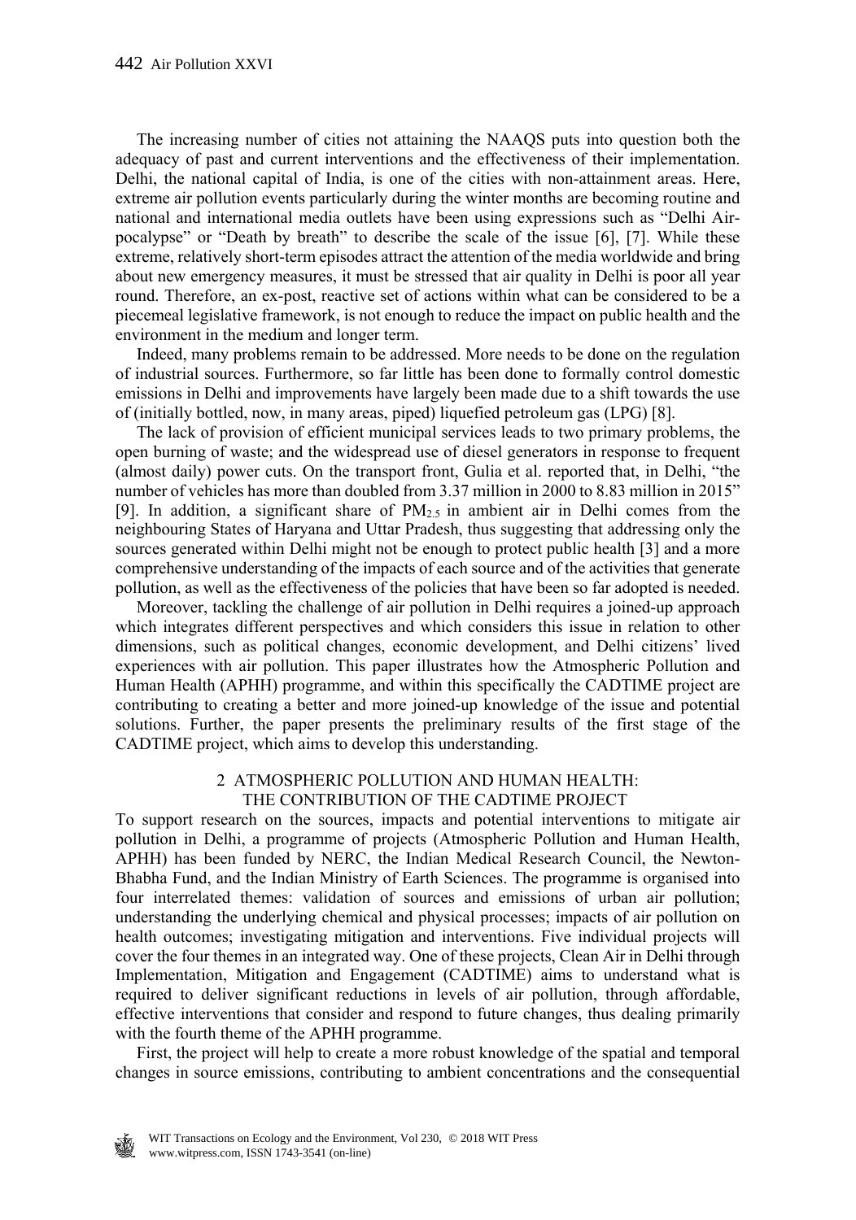The increasing number of cities not attaining the NAAQS puts into question both the adequacy of past and current interventions and the effectiveness of their implementation. Delhi, the national capital of India, is one of the cities with non-attainment areas. Here, extreme air pollution events particularly during the winter months are becoming routine and national and international media outlets have been using expressions such as "Delhi Air-pocalypse" or "Death by breath" to describe the scale of the issue [6], [7]. While these extreme, relatively short-term episodes attract the attention of the media worldwide and bring about new emergency measures, it must be stressed that air quality in Delhi is poor all year round. Therefore, an ex-post, reactive set of actions within what can be considered to be a piecemeal legislative framework, is not enough to reduce the impact on public health and the environment in the medium and longer term.

Indeed, many problems remain to be addressed. More needs to be done on the regulation of industrial sources. Furthermore, so far little has been done to formally control domestic emissions in Delhi and improvements have largely been made due to a shift towards the use of (initially bottled, now, in many areas, piped) liquefied petroleum gas (LPG) [8].

The lack of provision of efficient municipal services leads to two primary problems, the open burning of waste; and the widespread use of diesel generators in response to frequent (almost daily) power cuts. On the transport front, Gulia et al. reported that, in Delhi, "the number of vehicles has more than doubled from 3.37 million in 2000 to 8.83 million in 2015" [9]. In addition, a significant share of $PM_{2.5}$ in ambient air in Delhi comes from the neighbouring States of Haryana and Uttar Pradesh, thus suggesting that addressing only the sources generated within Delhi might not be enough to protect public health [3] and a more comprehensive understanding of the impacts of each source and of the activities that generate pollution, as well as the effectiveness of the policies that have been so far adopted is needed.

Moreover, tackling the challenge of air pollution in Delhi requires a joined-up approach which integrates different perspectives and which considers this issue in relation to other dimensions, such as political changes, economic development, and Delhi citizens' lived experiences with air pollution. This paper illustrates how the Atmospheric Pollution and Human Health (APHH) programme, and within this specifically the CADTIME project are contributing to creating a better and more joined-up knowledge of the issue and potential solutions. Further, the paper presents the preliminary results of the first stage of the CADTIME project, which aims to develop this understanding.

## 2 ATMOSPHERIC POLLUTION AND HUMAN HEALTH: THE CONTRIBUTION OF THE CADTIME PROJECT

To support research on the sources, impacts and potential interventions to mitigate air pollution in Delhi, a programme of projects (Atmospheric Pollution and Human Health, APHH) has been funded by NERC, the Indian Medical Research Council, the Newton-Bhabha Fund, and the Indian Ministry of Earth Sciences. The programme is organised into four interrelated themes: validation of sources and emissions of urban air pollution; understanding the underlying chemical and physical processes; impacts of air pollution on health outcomes; investigating mitigation and interventions. Five individual projects will cover the four themes in an integrated way. One of these projects, Clean Air in Delhi through Implementation, Mitigation and Engagement (CADTIME) aims to understand what is required to deliver significant reductions in levels of air pollution, through affordable, effective interventions that consider and respond to future changes, thus dealing primarily with the fourth theme of the APHH programme.

First, the project will help to create a more robust knowledge of the spatial and temporal changes in source emissions, contributing to ambient concentrations and the consequential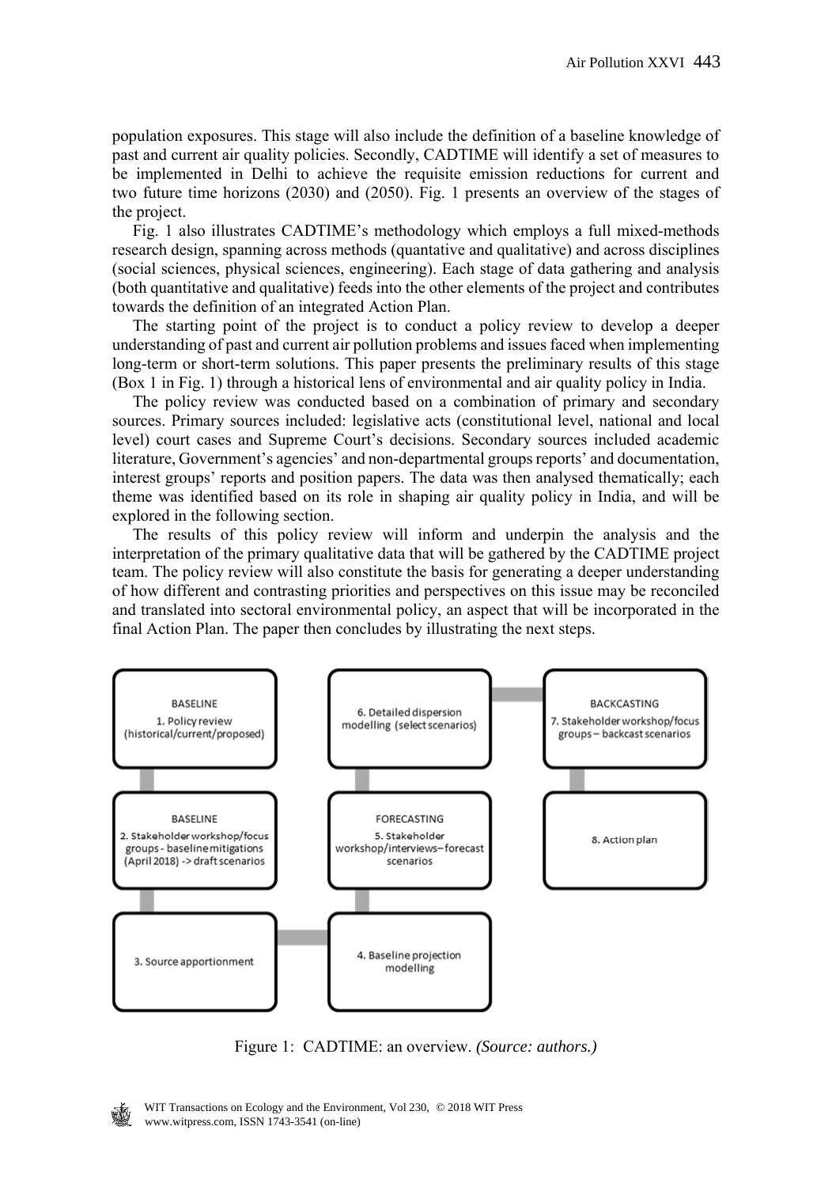population exposures. This stage will also include the definition of a baseline knowledge of past and current air quality policies. Secondly, CADTIME will identify a set of measures to be implemented in Delhi to achieve the requisite emission reductions for current and two future time horizons (2030) and (2050). Fig. 1 presents an overview of the stages of the project.

Fig. 1 also illustrates CADTIME's methodology which employs a full mixed-methods research design, spanning across methods (quantative and qualitative) and across disciplines (social sciences, physical sciences, engineering). Each stage of data gathering and analysis (both quantitative and qualitative) feeds into the other elements of the project and contributes towards the definition of an integrated Action Plan.

The starting point of the project is to conduct a policy review to develop a deeper understanding of past and current air pollution problems and issues faced when implementing long-term or short-term solutions. This paper presents the preliminary results of this stage (Box 1 in Fig. 1) through a historical lens of environmental and air quality policy in India.

The policy review was conducted based on a combination of primary and secondary sources. Primary sources included: legislative acts (constitutional level, national and local level) court cases and Supreme Court's decisions. Secondary sources included academic literature, Government's agencies' and non-departmental groups reports' and documentation, interest groups' reports and position papers. The data was then analysed thematically; each theme was identified based on its role in shaping air quality policy in India, and will be explored in the following section.

The results of this policy review will inform and underpin the analysis and the interpretation of the primary qualitative data that will be gathered by the CADTIME project team. The policy review will also constitute the basis for generating a deeper understanding of how different and contrasting priorities and perspectives on this issue may be reconciled and translated into sectoral environmental policy, an aspect that will be incorporated in the final Action Plan. The paper then concludes by illustrating the next steps.

BASELINE
1. Policy review (historical/current/proposed)

BASELINE
2. Stakeholder workshop/focus groups - baseline mitigations (April 2018) -> draft scenarios

3. Source apportionment

4. Baseline projection modelling

FORECASTING
5. Stakeholder workshop/interviews–forecast scenarios

6. Detailed dispersion modelling (select scenarios)

BACKCASTING
7. Stakeholder workshop/focus groups – backcast scenarios

8. Action plan

Figure 1: CADTIME: an overview. *(Source: authors.)*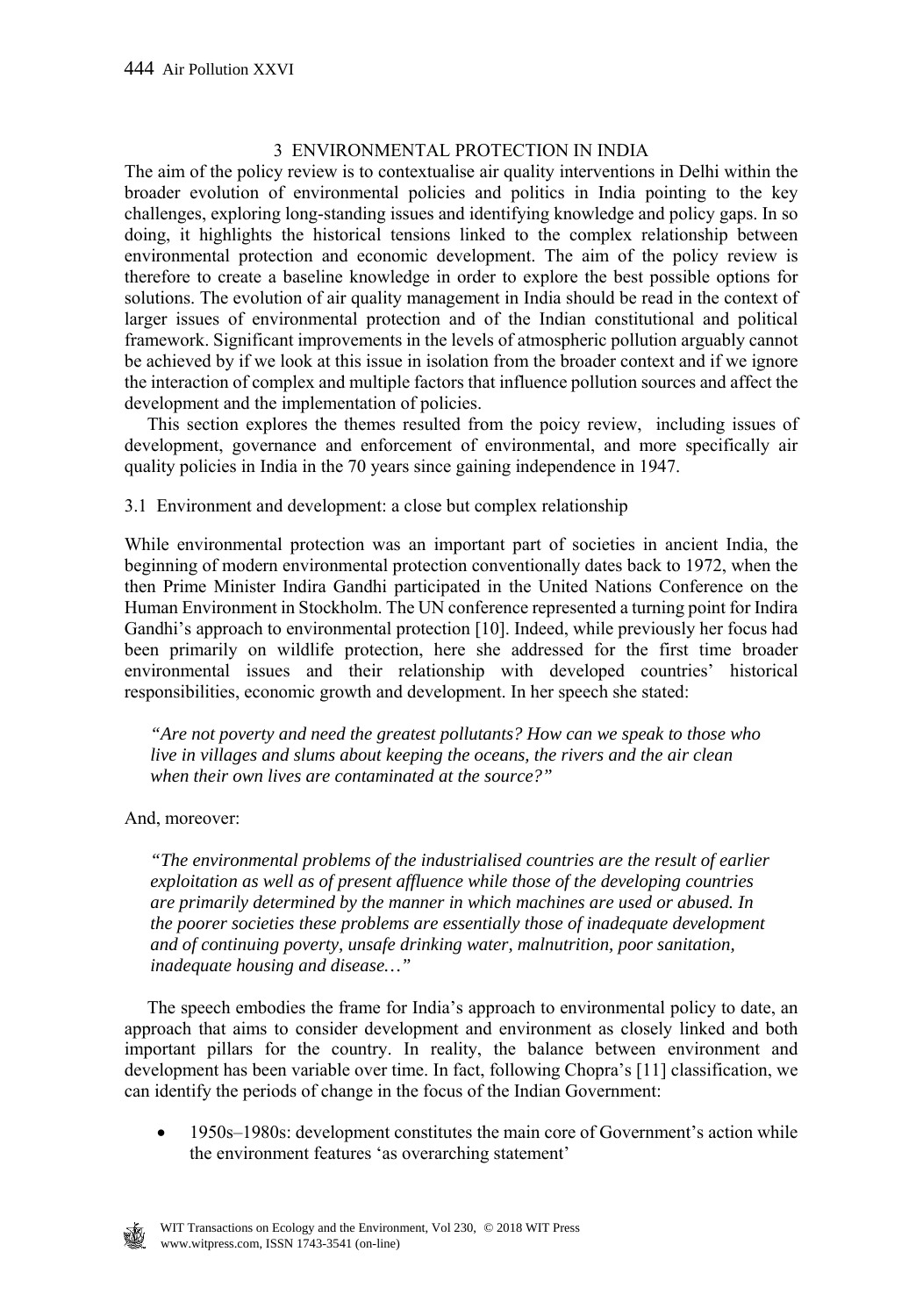## 3 ENVIRONMENTAL PROTECTION IN INDIA

The aim of the policy review is to contextualise air quality interventions in Delhi within the broader evolution of environmental policies and politics in India pointing to the key challenges, exploring long-standing issues and identifying knowledge and policy gaps. In so doing, it highlights the historical tensions linked to the complex relationship between environmental protection and economic development. The aim of the policy review is therefore to create a baseline knowledge in order to explore the best possible options for solutions. The evolution of air quality management in India should be read in the context of larger issues of environmental protection and of the Indian constitutional and political framework. Significant improvements in the levels of atmospheric pollution arguably cannot be achieved by if we look at this issue in isolation from the broader context and if we ignore the interaction of complex and multiple factors that influence pollution sources and affect the development and the implementation of policies.

This section explores the themes resulted from the poicy review, including issues of development, governance and enforcement of environmental, and more specifically air quality policies in India in the 70 years since gaining independence in 1947.

### 3.1 Environment and development: a close but complex relationship

While environmental protection was an important part of societies in ancient India, the beginning of modern environmental protection conventionally dates back to 1972, when the then Prime Minister Indira Gandhi participated in the United Nations Conference on the Human Environment in Stockholm. The UN conference represented a turning point for Indira Gandhi's approach to environmental protection [10]. Indeed, while previously her focus had been primarily on wildlife protection, here she addressed for the first time broader environmental issues and their relationship with developed countries' historical responsibilities, economic growth and development. In her speech she stated:

*"Are not poverty and need the greatest pollutants? How can we speak to those who live in villages and slums about keeping the oceans, the rivers and the air clean when their own lives are contaminated at the source?"*

And, moreover:

*"The environmental problems of the industrialised countries are the result of earlier exploitation as well as of present affluence while those of the developing countries are primarily determined by the manner in which machines are used or abused. In the poorer societies these problems are essentially those of inadequate development and of continuing poverty, unsafe drinking water, malnutrition, poor sanitation, inadequate housing and disease…"*

The speech embodies the frame for India's approach to environmental policy to date, an approach that aims to consider development and environment as closely linked and both important pillars for the country. In reality, the balance between environment and development has been variable over time. In fact, following Chopra's [11] classification, we can identify the periods of change in the focus of the Indian Government:

- 1950s–1980s: development constitutes the main core of Government's action while the environment features 'as overarching statement'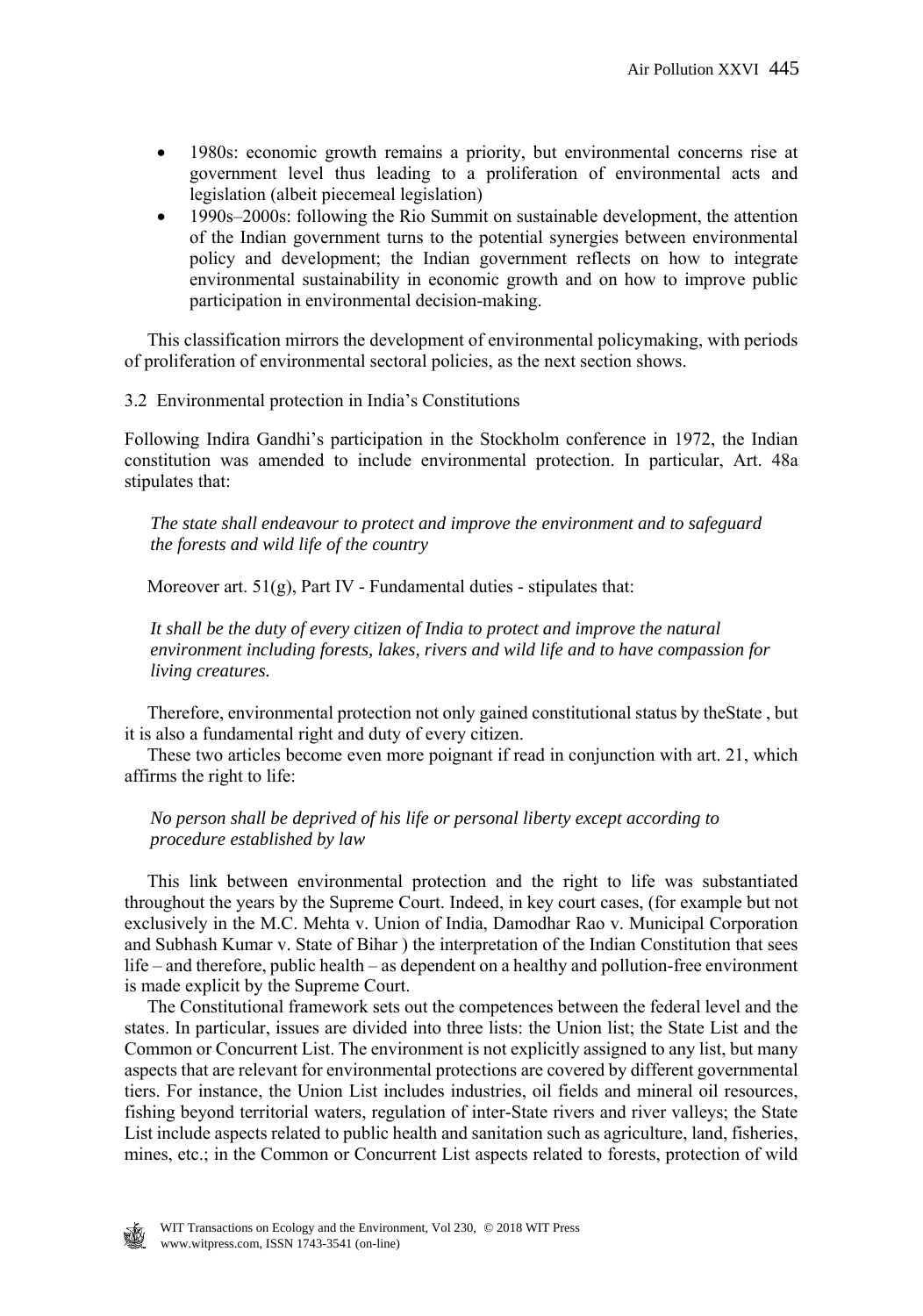- 1980s: economic growth remains a priority, but environmental concerns rise at government level thus leading to a proliferation of environmental acts and legislation (albeit piecemeal legislation)
- 1990s–2000s: following the Rio Summit on sustainable development, the attention of the Indian government turns to the potential synergies between environmental policy and development; the Indian government reflects on how to integrate environmental sustainability in economic growth and on how to improve public participation in environmental decision-making.

This classification mirrors the development of environmental policymaking, with periods of proliferation of environmental sectoral policies, as the next section shows.

### 3.2 Environmental protection in India's Constitutions

Following Indira Gandhi's participation in the Stockholm conference in 1972, the Indian constitution was amended to include environmental protection. In particular, Art. 48a stipulates that:

> *The state shall endeavour to protect and improve the environment and to safeguard the forests and wild life of the country*

Moreover art. 51(g), Part IV - Fundamental duties - stipulates that:

> *It shall be the duty of every citizen of India to protect and improve the natural environment including forests, lakes, rivers and wild life and to have compassion for living creatures.*

Therefore, environmental protection not only gained constitutional status by theState , but it is also a fundamental right and duty of every citizen.

These two articles become even more poignant if read in conjunction with art. 21, which affirms the right to life:

> *No person shall be deprived of his life or personal liberty except according to procedure established by law*

This link between environmental protection and the right to life was substantiated throughout the years by the Supreme Court. Indeed, in key court cases, (for example but not exclusively in the M.C. Mehta v. Union of India, Damodhar Rao v. Municipal Corporation and Subhash Kumar v. State of Bihar ) the interpretation of the Indian Constitution that sees life – and therefore, public health – as dependent on a healthy and pollution-free environment is made explicit by the Supreme Court.

The Constitutional framework sets out the competences between the federal level and the states. In particular, issues are divided into three lists: the Union list; the State List and the Common or Concurrent List. The environment is not explicitly assigned to any list, but many aspects that are relevant for environmental protections are covered by different governmental tiers. For instance, the Union List includes industries, oil fields and mineral oil resources, fishing beyond territorial waters, regulation of inter-State rivers and river valleys; the State List include aspects related to public health and sanitation such as agriculture, land, fisheries, mines, etc.; in the Common or Concurrent List aspects related to forests, protection of wild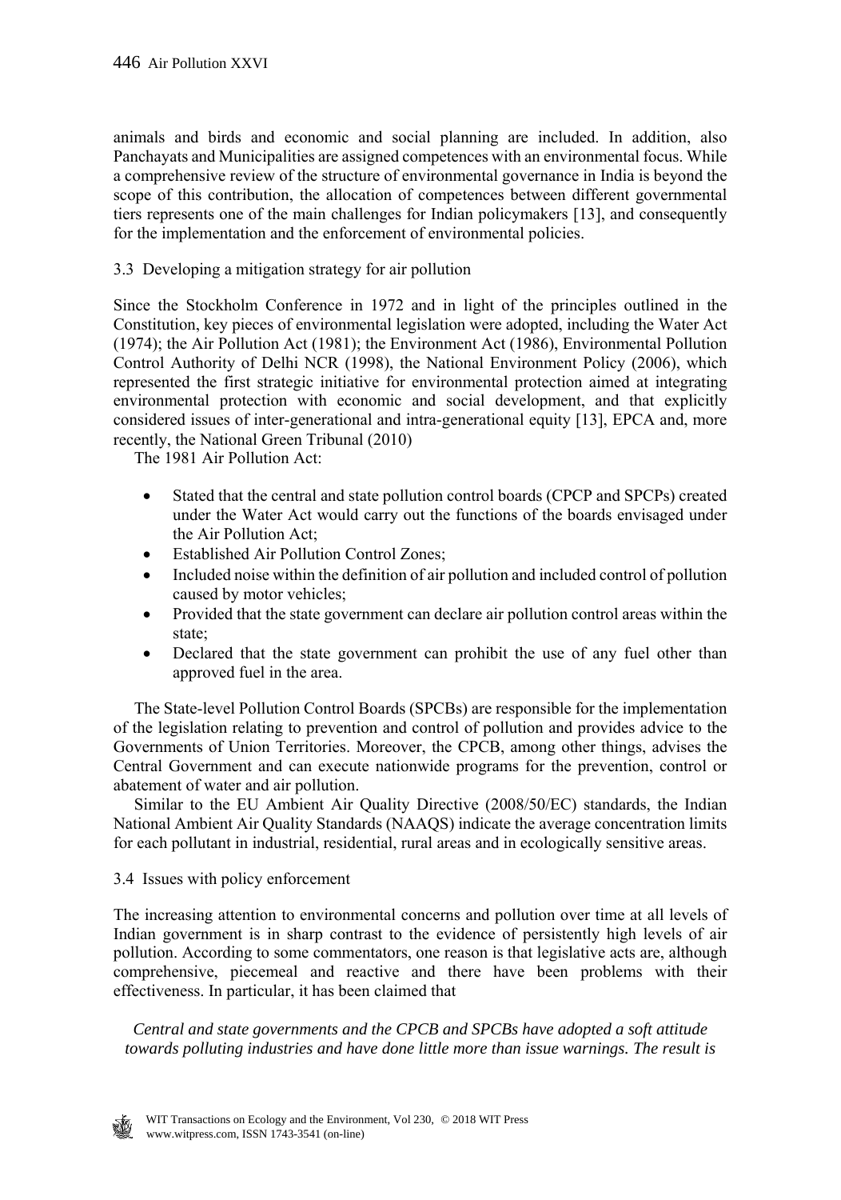animals and birds and economic and social planning are included. In addition, also Panchayats and Municipalities are assigned competences with an environmental focus. While a comprehensive review of the structure of environmental governance in India is beyond the scope of this contribution, the allocation of competences between different governmental tiers represents one of the main challenges for Indian policymakers [13], and consequently for the implementation and the enforcement of environmental policies.

### 3.3 Developing a mitigation strategy for air pollution

Since the Stockholm Conference in 1972 and in light of the principles outlined in the Constitution, key pieces of environmental legislation were adopted, including the Water Act (1974); the Air Pollution Act (1981); the Environment Act (1986), Environmental Pollution Control Authority of Delhi NCR (1998), the National Environment Policy (2006), which represented the first strategic initiative for environmental protection aimed at integrating environmental protection with economic and social development, and that explicitly considered issues of inter-generational and intra-generational equity [13], EPCA and, more recently, the National Green Tribunal (2010)

The 1981 Air Pollution Act:

- Stated that the central and state pollution control boards (CPCP and SPCPs) created under the Water Act would carry out the functions of the boards envisaged under the Air Pollution Act;
- Established Air Pollution Control Zones;
- Included noise within the definition of air pollution and included control of pollution caused by motor vehicles;
- Provided that the state government can declare air pollution control areas within the state;
- Declared that the state government can prohibit the use of any fuel other than approved fuel in the area.

The State-level Pollution Control Boards (SPCBs) are responsible for the implementation of the legislation relating to prevention and control of pollution and provides advice to the Governments of Union Territories. Moreover, the CPCB, among other things, advises the Central Government and can execute nationwide programs for the prevention, control or abatement of water and air pollution.

Similar to the EU Ambient Air Quality Directive (2008/50/EC) standards, the Indian National Ambient Air Quality Standards (NAAQS) indicate the average concentration limits for each pollutant in industrial, residential, rural areas and in ecologically sensitive areas.

### 3.4 Issues with policy enforcement

The increasing attention to environmental concerns and pollution over time at all levels of Indian government is in sharp contrast to the evidence of persistently high levels of air pollution. According to some commentators, one reason is that legislative acts are, although comprehensive, piecemeal and reactive and there have been problems with their effectiveness. In particular, it has been claimed that

*Central and state governments and the CPCB and SPCBs have adopted a soft attitude towards polluting industries and have done little more than issue warnings. The result is*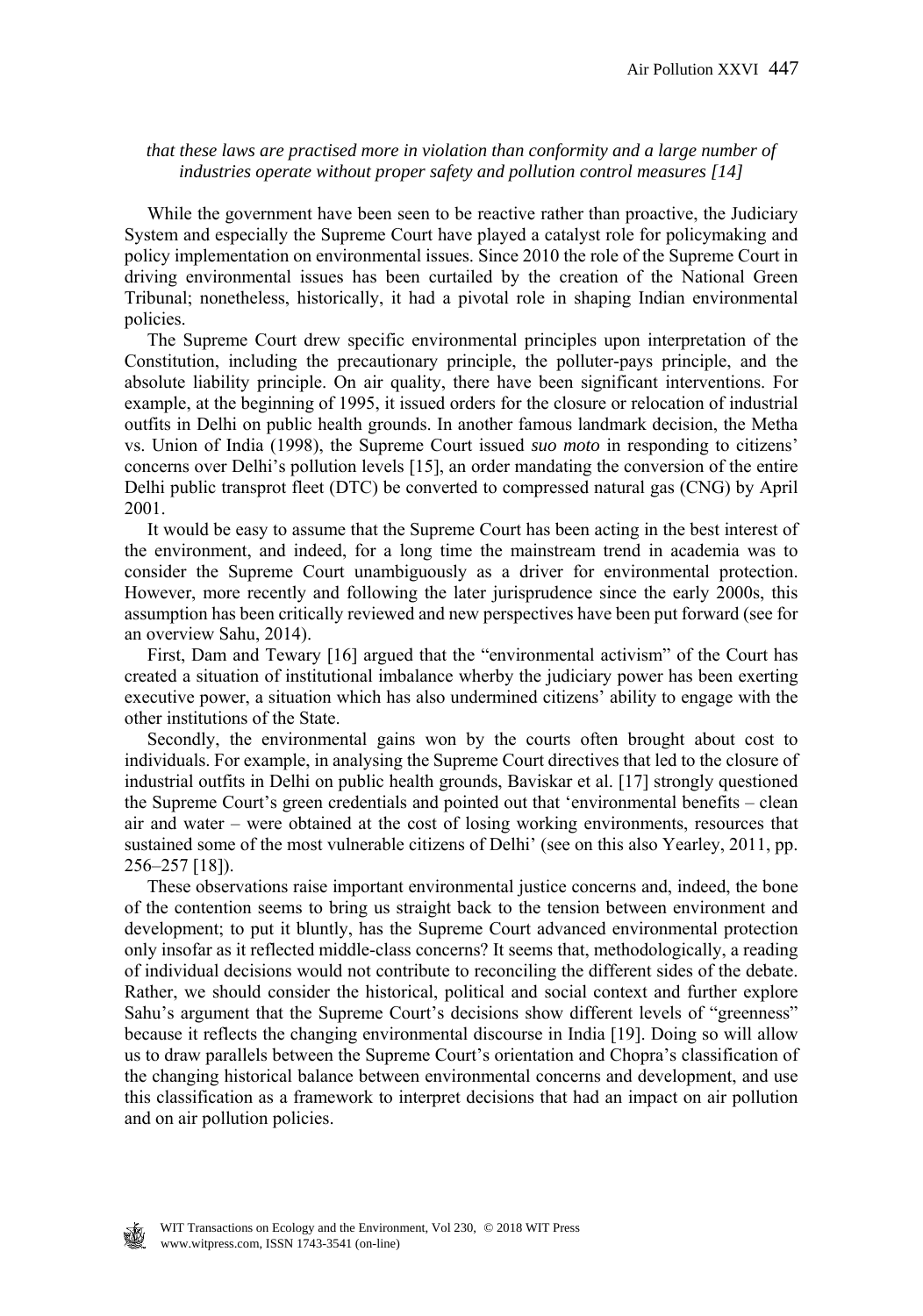*that these laws are practised more in violation than conformity and a large number of industries operate without proper safety and pollution control measures [14]*

While the government have been seen to be reactive rather than proactive, the Judiciary System and especially the Supreme Court have played a catalyst role for policymaking and policy implementation on environmental issues. Since 2010 the role of the Supreme Court in driving environmental issues has been curtailed by the creation of the National Green Tribunal; nonetheless, historically, it had a pivotal role in shaping Indian environmental policies.

The Supreme Court drew specific environmental principles upon interpretation of the Constitution, including the precautionary principle, the polluter-pays principle, and the absolute liability principle. On air quality, there have been significant interventions. For example, at the beginning of 1995, it issued orders for the closure or relocation of industrial outfits in Delhi on public health grounds. In another famous landmark decision, the Metha vs. Union of India (1998), the Supreme Court issued *suo moto* in responding to citizens' concerns over Delhi's pollution levels [15], an order mandating the conversion of the entire Delhi public transprot fleet (DTC) be converted to compressed natural gas (CNG) by April 2001.

It would be easy to assume that the Supreme Court has been acting in the best interest of the environment, and indeed, for a long time the mainstream trend in academia was to consider the Supreme Court unambiguously as a driver for environmental protection. However, more recently and following the later jurisprudence since the early 2000s, this assumption has been critically reviewed and new perspectives have been put forward (see for an overview Sahu, 2014).

First, Dam and Tewary [16] argued that the "environmental activism" of the Court has created a situation of institutional imbalance wherby the judiciary power has been exerting executive power, a situation which has also undermined citizens' ability to engage with the other institutions of the State.

Secondly, the environmental gains won by the courts often brought about cost to individuals. For example, in analysing the Supreme Court directives that led to the closure of industrial outfits in Delhi on public health grounds, Baviskar et al. [17] strongly questioned the Supreme Court's green credentials and pointed out that 'environmental benefits – clean air and water – were obtained at the cost of losing working environments, resources that sustained some of the most vulnerable citizens of Delhi' (see on this also Yearley, 2011, pp. 256–257 [18]).

These observations raise important environmental justice concerns and, indeed, the bone of the contention seems to bring us straight back to the tension between environment and development; to put it bluntly, has the Supreme Court advanced environmental protection only insofar as it reflected middle-class concerns? It seems that, methodologically, a reading of individual decisions would not contribute to reconciling the different sides of the debate. Rather, we should consider the historical, political and social context and further explore Sahu's argument that the Supreme Court's decisions show different levels of "greenness" because it reflects the changing environmental discourse in India [19]. Doing so will allow us to draw parallels between the Supreme Court's orientation and Chopra's classification of the changing historical balance between environmental concerns and development, and use this classification as a framework to interpret decisions that had an impact on air pollution and on air pollution policies.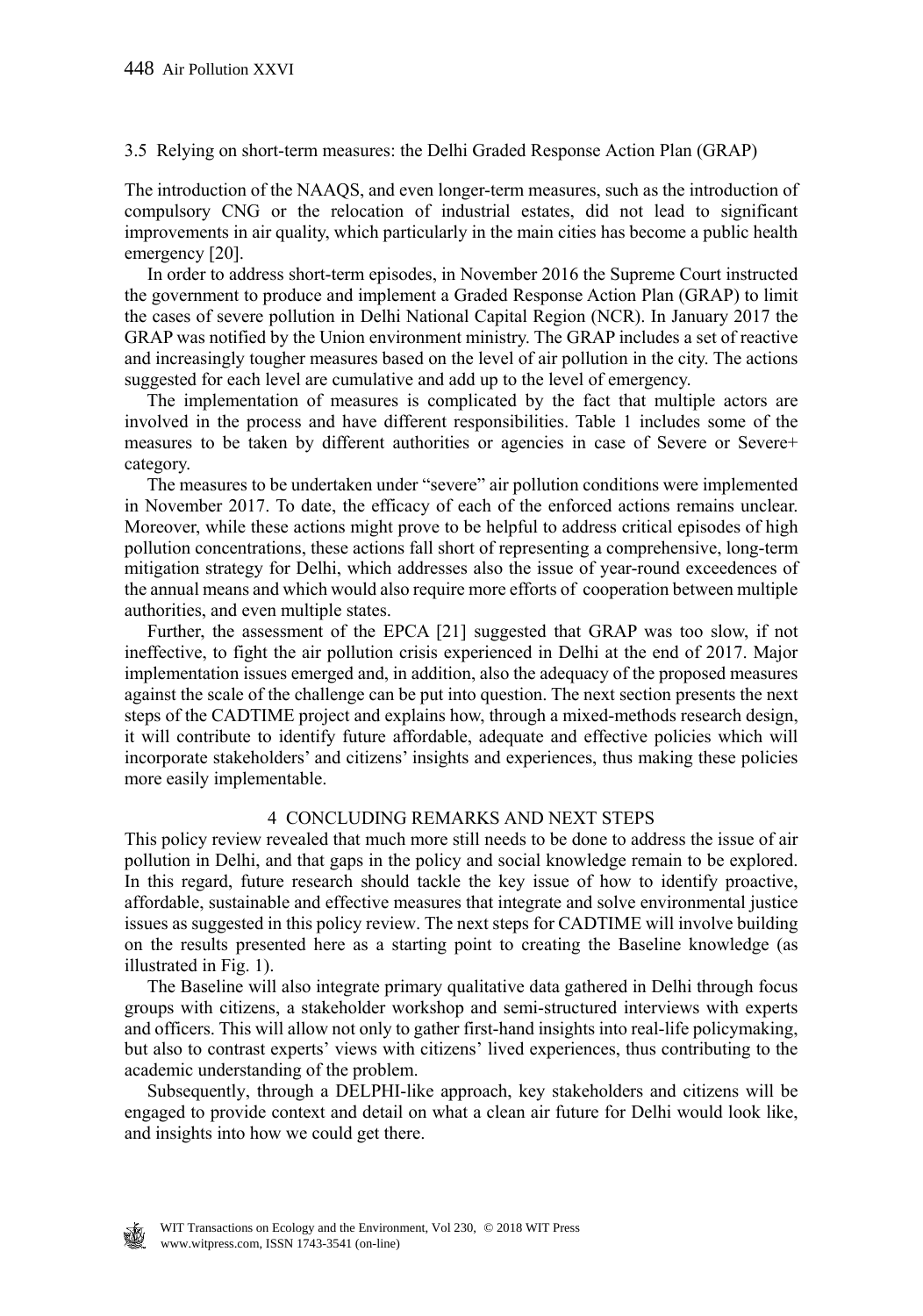### 3.5 Relying on short-term measures: the Delhi Graded Response Action Plan (GRAP)

The introduction of the NAAQS, and even longer-term measures, such as the introduction of compulsory CNG or the relocation of industrial estates, did not lead to significant improvements in air quality, which particularly in the main cities has become a public health emergency [20].

In order to address short-term episodes, in November 2016 the Supreme Court instructed the government to produce and implement a Graded Response Action Plan (GRAP) to limit the cases of severe pollution in Delhi National Capital Region (NCR). In January 2017 the GRAP was notified by the Union environment ministry. The GRAP includes a set of reactive and increasingly tougher measures based on the level of air pollution in the city. The actions suggested for each level are cumulative and add up to the level of emergency.

The implementation of measures is complicated by the fact that multiple actors are involved in the process and have different responsibilities. Table 1 includes some of the measures to be taken by different authorities or agencies in case of Severe or Severe+ category.

The measures to be undertaken under "severe" air pollution conditions were implemented in November 2017. To date, the efficacy of each of the enforced actions remains unclear. Moreover, while these actions might prove to be helpful to address critical episodes of high pollution concentrations, these actions fall short of representing a comprehensive, long-term mitigation strategy for Delhi, which addresses also the issue of year-round exceedences of the annual means and which would also require more efforts of cooperation between multiple authorities, and even multiple states.

Further, the assessment of the EPCA [21] suggested that GRAP was too slow, if not ineffective, to fight the air pollution crisis experienced in Delhi at the end of 2017. Major implementation issues emerged and, in addition, also the adequacy of the proposed measures against the scale of the challenge can be put into question. The next section presents the next steps of the CADTIME project and explains how, through a mixed-methods research design, it will contribute to identify future affordable, adequate and effective policies which will incorporate stakeholders' and citizens' insights and experiences, thus making these policies more easily implementable.

## 4 CONCLUDING REMARKS AND NEXT STEPS

This policy review revealed that much more still needs to be done to address the issue of air pollution in Delhi, and that gaps in the policy and social knowledge remain to be explored. In this regard, future research should tackle the key issue of how to identify proactive, affordable, sustainable and effective measures that integrate and solve environmental justice issues as suggested in this policy review. The next steps for CADTIME will involve building on the results presented here as a starting point to creating the Baseline knowledge (as illustrated in Fig. 1).

The Baseline will also integrate primary qualitative data gathered in Delhi through focus groups with citizens, a stakeholder workshop and semi-structured interviews with experts and officers. This will allow not only to gather first-hand insights into real-life policymaking, but also to contrast experts' views with citizens' lived experiences, thus contributing to the academic understanding of the problem.

Subsequently, through a DELPHI-like approach, key stakeholders and citizens will be engaged to provide context and detail on what a clean air future for Delhi would look like, and insights into how we could get there.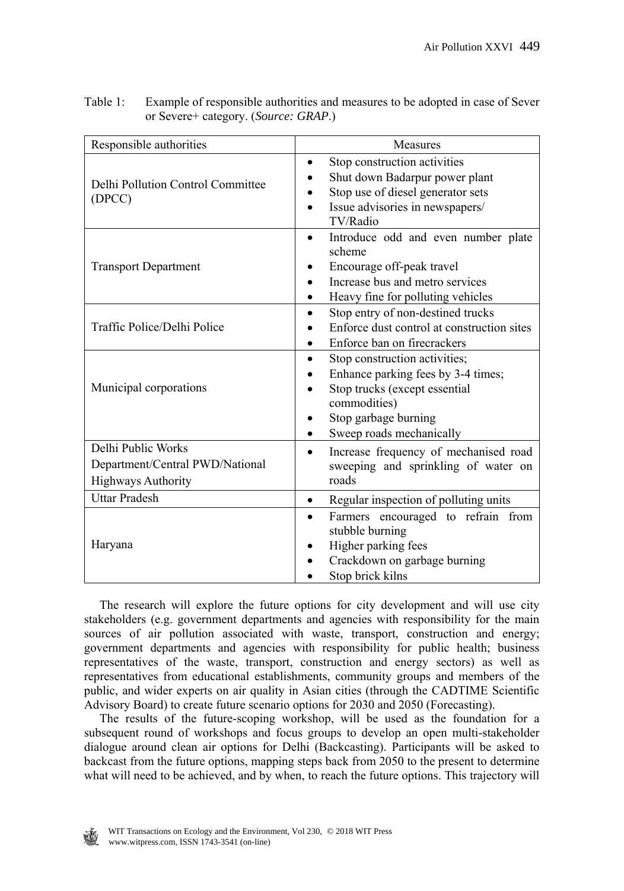Table 1: Example of responsible authorities and measures to be adopted in case of Sever or Severe+ category. (*Source: GRAP*.)

| Responsible authorities | Measures |
|---|---|
| Delhi Pollution Control Committee (DPCC) | • Stop construction activities<br>• Shut down Badarpur power plant<br>• Stop use of diesel generator sets<br>• Issue advisories in newspapers/ TV/Radio |
| Transport Department | • Introduce odd and even number plate scheme<br>• Encourage off-peak travel<br>• Increase bus and metro services<br>• Heavy fine for polluting vehicles |
| Traffic Police/Delhi Police | • Stop entry of non-destined trucks<br>• Enforce dust control at construction sites<br>• Enforce ban on firecrackers |
| Municipal corporations | • Stop construction activities;<br>• Enhance parking fees by 3-4 times;<br>• Stop trucks (except essential commodities)<br>• Stop garbage burning<br>• Sweep roads mechanically |
| Delhi Public Works Department/Central PWD/National Highways Authority | • Increase frequency of mechanised road sweeping and sprinkling of water on roads |
| Uttar Pradesh | • Regular inspection of polluting units |
| Haryana | • Farmers encouraged to refrain from stubble burning<br>• Higher parking fees<br>• Crackdown on garbage burning<br>• Stop brick kilns |

The research will explore the future options for city development and will use city stakeholders (e.g. government departments and agencies with responsibility for the main sources of air pollution associated with waste, transport, construction and energy; government departments and agencies with responsibility for public health; business representatives of the waste, transport, construction and energy sectors) as well as representatives from educational establishments, community groups and members of the public, and wider experts on air quality in Asian cities (through the CADTIME Scientific Advisory Board) to create future scenario options for 2030 and 2050 (Forecasting).

The results of the future-scoping workshop, will be used as the foundation for a subsequent round of workshops and focus groups to develop an open multi-stakeholder dialogue around clean air options for Delhi (Backcasting). Participants will be asked to backcast from the future options, mapping steps back from 2050 to the present to determine what will need to be achieved, and by when, to reach the future options. This trajectory will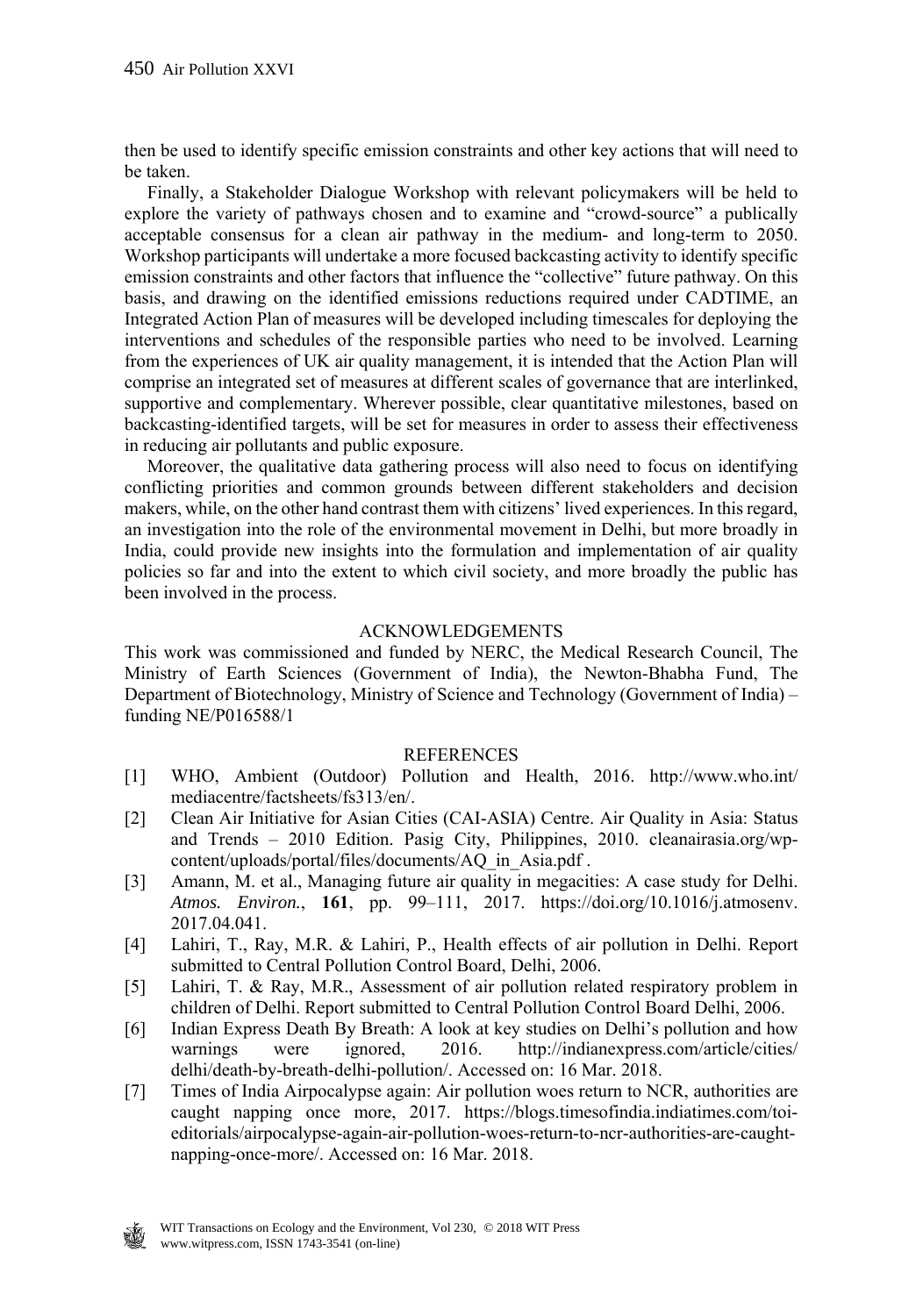then be used to identify specific emission constraints and other key actions that will need to be taken.

Finally, a Stakeholder Dialogue Workshop with relevant policymakers will be held to explore the variety of pathways chosen and to examine and "crowd-source" a publically acceptable consensus for a clean air pathway in the medium- and long-term to 2050. Workshop participants will undertake a more focused backcasting activity to identify specific emission constraints and other factors that influence the "collective" future pathway. On this basis, and drawing on the identified emissions reductions required under CADTIME, an Integrated Action Plan of measures will be developed including timescales for deploying the interventions and schedules of the responsible parties who need to be involved. Learning from the experiences of UK air quality management, it is intended that the Action Plan will comprise an integrated set of measures at different scales of governance that are interlinked, supportive and complementary. Wherever possible, clear quantitative milestones, based on backcasting-identified targets, will be set for measures in order to assess their effectiveness in reducing air pollutants and public exposure.

Moreover, the qualitative data gathering process will also need to focus on identifying conflicting priorities and common grounds between different stakeholders and decision makers, while, on the other hand contrast them with citizens' lived experiences. In this regard, an investigation into the role of the environmental movement in Delhi, but more broadly in India, could provide new insights into the formulation and implementation of air quality policies so far and into the extent to which civil society, and more broadly the public has been involved in the process.

## ACKNOWLEDGEMENTS

This work was commissioned and funded by NERC, the Medical Research Council, The Ministry of Earth Sciences (Government of India), the Newton-Bhabha Fund, The Department of Biotechnology, Ministry of Science and Technology (Government of India) – funding NE/P016588/1

## REFERENCES

[1] WHO, Ambient (Outdoor) Pollution and Health, 2016. http://www.who.int/mediacentre/factsheets/fs313/en/.

[2] Clean Air Initiative for Asian Cities (CAI-ASIA) Centre. Air Quality in Asia: Status and Trends – 2010 Edition. Pasig City, Philippines, 2010. cleanairasia.org/wp-content/uploads/portal/files/documents/AQ_in_Asia.pdf .

[3] Amann, M. et al., Managing future air quality in megacities: A case study for Delhi. *Atmos. Environ.*, **161**, pp. 99–111, 2017. https://doi.org/10.1016/j.atmosenv.2017.04.041.

[4] Lahiri, T., Ray, M.R. & Lahiri, P., Health effects of air pollution in Delhi. Report submitted to Central Pollution Control Board, Delhi, 2006.

[5] Lahiri, T. & Ray, M.R., Assessment of air pollution related respiratory problem in children of Delhi. Report submitted to Central Pollution Control Board Delhi, 2006.

[6] Indian Express Death By Breath: A look at key studies on Delhi's pollution and how warnings were ignored, 2016. http://indianexpress.com/article/cities/delhi/death-by-breath-delhi-pollution/. Accessed on: 16 Mar. 2018.

[7] Times of India Airpocalypse again: Air pollution woes return to NCR, authorities are caught napping once more, 2017. https://blogs.timesofindia.indiatimes.com/toi-editorials/airpocalypse-again-air-pollution-woes-return-to-ncr-authorities-are-caught-napping-once-more/. Accessed on: 16 Mar. 2018.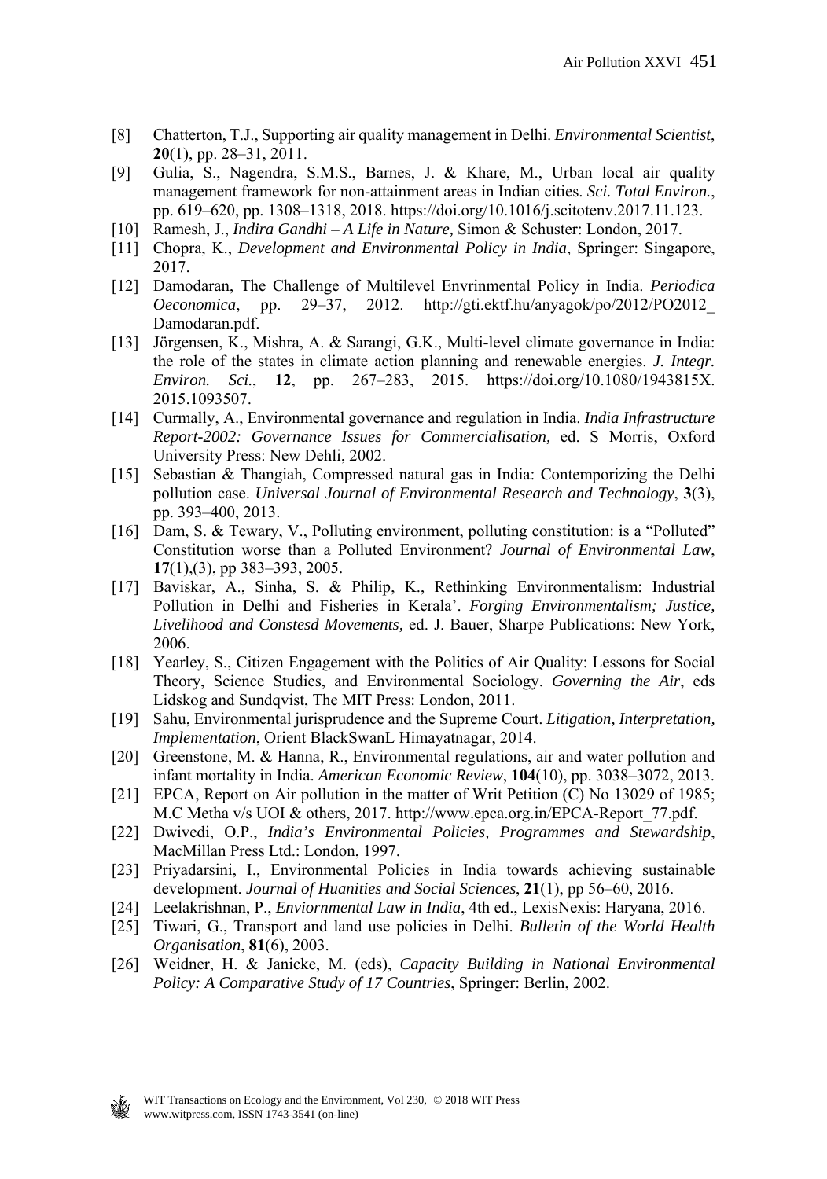[8] Chatterton, T.J., Supporting air quality management in Delhi. *Environmental Scientist*, **20**(1), pp. 28–31, 2011.

[9] Gulia, S., Nagendra, S.M.S., Barnes, J. & Khare, M., Urban local air quality management framework for non-attainment areas in Indian cities. *Sci. Total Environ.*, pp. 619–620, pp. 1308–1318, 2018. https://doi.org/10.1016/j.scitotenv.2017.11.123.

[10] Ramesh, J., *Indira Gandhi – A Life in Nature,* Simon & Schuster: London, 2017.

[11] Chopra, K., *Development and Environmental Policy in India*, Springer: Singapore, 2017.

[12] Damodaran, The Challenge of Multilevel Envrinmental Policy in India. *Periodica Oeconomica*, pp. 29–37, 2012. http://gti.ektf.hu/anyagok/po/2012/PO2012_Damodaran.pdf.

[13] Jörgensen, K., Mishra, A. & Sarangi, G.K., Multi-level climate governance in India: the role of the states in climate action planning and renewable energies. *J. Integr. Environ. Sci.*, **12**, pp. 267–283, 2015. https://doi.org/10.1080/1943815X.2015.1093507.

[14] Curmally, A., Environmental governance and regulation in India. *India Infrastructure Report-2002: Governance Issues for Commercialisation,* ed. S Morris, Oxford University Press: New Dehli, 2002.

[15] Sebastian & Thangiah, Compressed natural gas in India: Contemporizing the Delhi pollution case. *Universal Journal of Environmental Research and Technology*, **3**(3), pp. 393–400, 2013.

[16] Dam, S. & Tewary, V., Polluting environment, polluting constitution: is a "Polluted" Constitution worse than a Polluted Environment? *Journal of Environmental Law*, **17**(1),(3), pp 383–393, 2005.

[17] Baviskar, A., Sinha, S. & Philip, K., Rethinking Environmentalism: Industrial Pollution in Delhi and Fisheries in Kerala'. *Forging Environmentalism; Justice, Livelihood and Constesd Movements,* ed. J. Bauer, Sharpe Publications: New York, 2006.

[18] Yearley, S., Citizen Engagement with the Politics of Air Quality: Lessons for Social Theory, Science Studies, and Environmental Sociology. *Governing the Air*, eds Lidskog and Sundqvist, The MIT Press: London, 2011.

[19] Sahu, Environmental jurisprudence and the Supreme Court. *Litigation, Interpretation, Implementation*, Orient BlackSwanL Himayatnagar, 2014.

[20] Greenstone, M. & Hanna, R., Environmental regulations, air and water pollution and infant mortality in India. *American Economic Review*, **104**(10), pp. 3038–3072, 2013.

[21] EPCA, Report on Air pollution in the matter of Writ Petition (C) No 13029 of 1985; M.C Metha v/s UOI & others, 2017. http://www.epca.org.in/EPCA-Report_77.pdf.

[22] Dwivedi, O.P., *India's Environmental Policies, Programmes and Stewardship*, MacMillan Press Ltd.: London, 1997.

[23] Priyadarsini, I., Environmental Policies in India towards achieving sustainable development. *Journal of Huanities and Social Sciences*, **21**(1), pp 56–60, 2016.

[24] Leelakrishnan, P., *Enviornmental Law in India*, 4th ed., LexisNexis: Haryana, 2016.

[25] Tiwari, G., Transport and land use policies in Delhi. *Bulletin of the World Health Organisation*, **81**(6), 2003.

[26] Weidner, H. & Janicke, M. (eds), *Capacity Building in National Environmental Policy: A Comparative Study of 17 Countries*, Springer: Berlin, 2002.